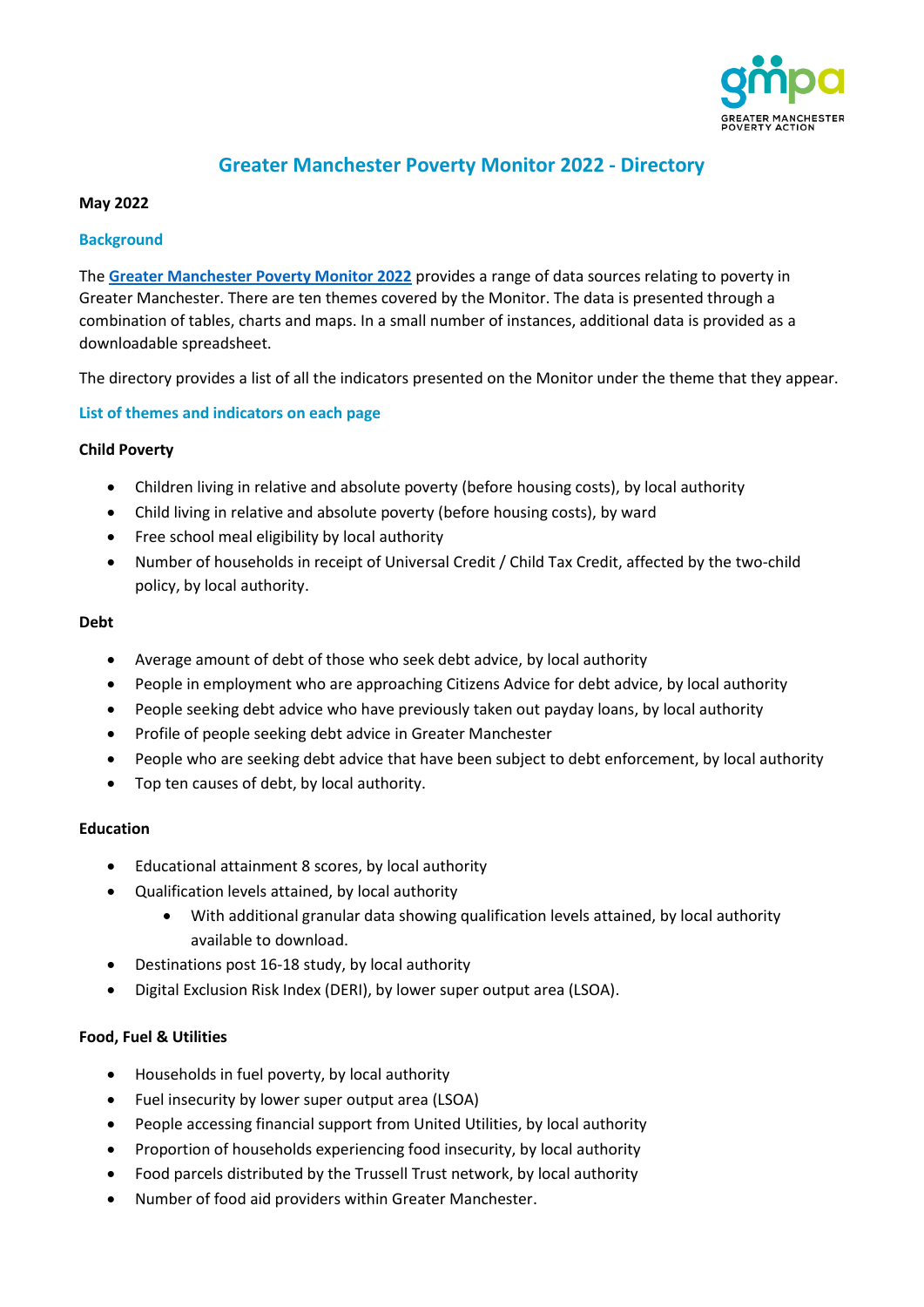# Greater Manchester Poverty Monitor 2022 - Directory

**May 2022**

## Background

The **Greater Manchester Poverty Monitor 2022** provides a range of data sources relating to poverty in Greater Manchester. There are ten themes covered by the Monitor. The data is presented through a combination of tables, charts and maps. In a small number of instances, additional data is provided as a downloadable spreadsheet.

The directory provides a list of all the indicators presented on the Monitor under the theme that they appear.

## List of themes and indicators on each page

### Child Poverty

- Children living in relative and absolute poverty (before housing costs), by local authority
- Child living in relative and absolute poverty (before housing costs), by ward
- Free school meal eligibility by local authority
- Number of households in receipt of Universal Credit / Child Tax Credit, affected by the two-child policy, by local authority.

### Debt

- Average amount of debt of those who seek debt advice, by local authority
- People in employment who are approaching Citizens Advice for debt advice, by local authority
- People seeking debt advice who have previously taken out payday loans, by local authority
- Profile of people seeking debt advice in Greater Manchester
- People who are seeking debt advice that have been subject to debt enforcement, by local authority
- Top ten causes of debt, by local authority.

### Education

- Educational attainment 8 scores, by local authority
- Qualification levels attained, by local authority
  - With additional granular data showing qualification levels attained, by local authority available to download.
- Destinations post 16-18 study, by local authority
- Digital Exclusion Risk Index (DERI), by lower super output area (LSOA).

### Food, Fuel & Utilities

- Households in fuel poverty, by local authority
- Fuel insecurity by lower super output area (LSOA)
- People accessing financial support from United Utilities, by local authority
- Proportion of households experiencing food insecurity, by local authority
- Food parcels distributed by the Trussell Trust network, by local authority
- Number of food aid providers within Greater Manchester.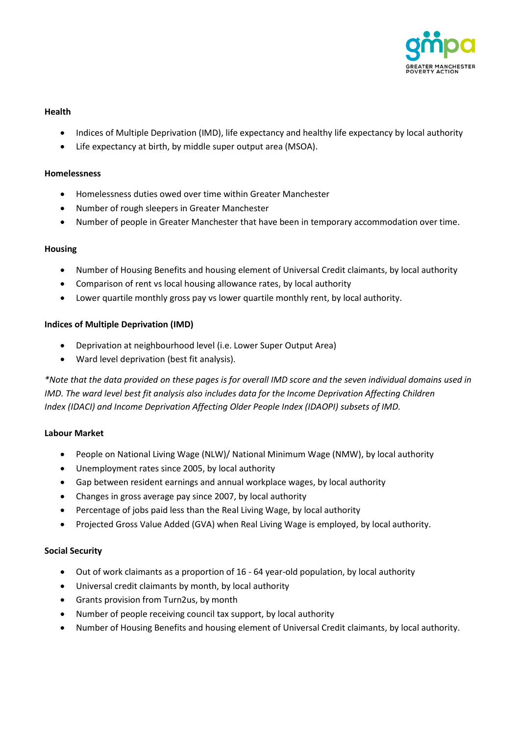**Health**

- Indices of Multiple Deprivation (IMD), life expectancy and healthy life expectancy by local authority
- Life expectancy at birth, by middle super output area (MSOA).

**Homelessness**

- Homelessness duties owed over time within Greater Manchester
- Number of rough sleepers in Greater Manchester
- Number of people in Greater Manchester that have been in temporary accommodation over time.

**Housing**

- Number of Housing Benefits and housing element of Universal Credit claimants, by local authority
- Comparison of rent vs local housing allowance rates, by local authority
- Lower quartile monthly gross pay vs lower quartile monthly rent, by local authority.

**Indices of Multiple Deprivation (IMD)**

- Deprivation at neighbourhood level (i.e. Lower Super Output Area)
- Ward level deprivation (best fit analysis).

*\*Note that the data provided on these pages is for overall IMD score and the seven individual domains used in IMD. The ward level best fit analysis also includes data for the Income Deprivation Affecting Children Index (IDACI) and Income Deprivation Affecting Older People Index (IDAOPI) subsets of IMD.*

**Labour Market**

- People on National Living Wage (NLW)/ National Minimum Wage (NMW), by local authority
- Unemployment rates since 2005, by local authority
- Gap between resident earnings and annual workplace wages, by local authority
- Changes in gross average pay since 2007, by local authority
- Percentage of jobs paid less than the Real Living Wage, by local authority
- Projected Gross Value Added (GVA) when Real Living Wage is employed, by local authority.

**Social Security**

- Out of work claimants as a proportion of 16 - 64 year-old population, by local authority
- Universal credit claimants by month, by local authority
- Grants provision from Turn2us, by month
- Number of people receiving council tax support, by local authority
- Number of Housing Benefits and housing element of Universal Credit claimants, by local authority.